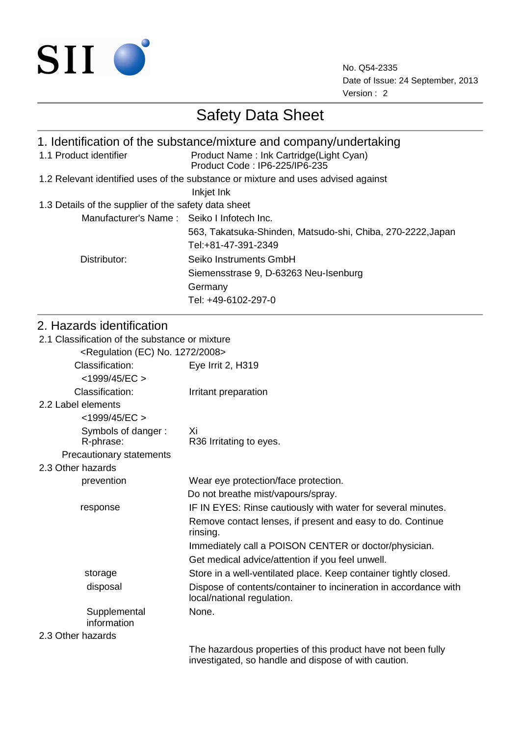SII

No. Q54-2335
Date of Issue: 24 September, 2013
Version : 2

# Safety Data Sheet

## 1. Identification of the substance/mixture and company/undertaking

1.1 Product identifier — Product Name : Ink Cartridge(Light Cyan)
Product Code : IP6-225/IP6-235

1.2 Relevant identified uses of the substance or mixture and uses advised against

Inkjet Ink

1.3 Details of the supplier of the safety data sheet

Manufacturer's Name : Seiko I Infotech Inc.
563, Takatsuka-Shinden, Matsudo-shi, Chiba, 270-2222,Japan
Tel:+81-47-391-2349

Distributor: Seiko Instruments GmbH
Siemensstrase 9, D-63263 Neu-Isenburg
Germany
Tel: +49-6102-297-0

## 2. Hazards identification

2.1 Classification of the substance or mixture

<Regulation (EC) No. 1272/2008>

Classification: Eye Irrit 2, H319

<1999/45/EC >

Classification: Irritant preparation

2.2 Label elements

<1999/45/EC >

Symbols of danger : Xi
R-phrase: R36 Irritating to eyes.

Precautionary statements

2.3 Other hazards

prevention — Wear eye protection/face protection.
Do not breathe mist/vapours/spray.

response — IF IN EYES: Rinse cautiously with water for several minutes.
Remove contact lenses, if present and easy to do. Continue rinsing.
Immediately call a POISON CENTER or doctor/physician.
Get medical advice/attention if you feel unwell.

storage — Store in a well-ventilated place. Keep container tightly closed.

disposal — Dispose of contents/container to incineration in accordance with local/national regulation.

Supplemental information — None.

2.3 Other hazards

The hazardous properties of this product have not been fully investigated, so handle and dispose of with caution.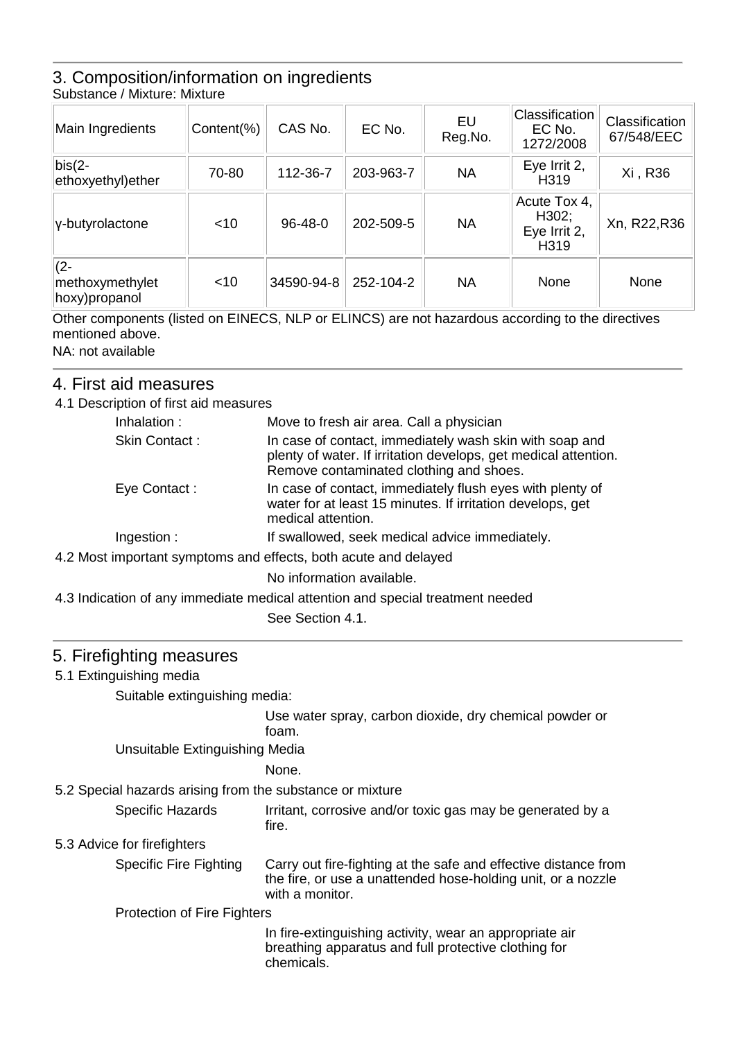## 3. Composition/information on ingredients

Substance / Mixture: Mixture

| Main Ingredients | Content(%) | CAS No. | EC No. | EU Reg.No. | Classification EC No. 1272/2008 | Classification 67/548/EEC |
|---|---|---|---|---|---|---|
| bis(2-ethoxyethyl)ether | 70-80 | 112-36-7 | 203-963-7 | NA | Eye Irrit 2, H319 | Xi , R36 |
| γ-butyrolactone | <10 | 96-48-0 | 202-509-5 | NA | Acute Tox 4, H302; Eye Irrit 2, H319 | Xn, R22,R36 |
| (2-methoxymethylethoxy)propanol | <10 | 34590-94-8 | 252-104-2 | NA | None | None |

Other components (listed on EINECS, NLP or ELINCS) are not hazardous according to the directives mentioned above.

NA: not available

## 4. First aid measures

4.1 Description of first aid measures

- Inhalation : Move to fresh air area. Call a physician
- Skin Contact : In case of contact, immediately wash skin with soap and plenty of water. If irritation develops, get medical attention. Remove contaminated clothing and shoes.
- Eye Contact : In case of contact, immediately flush eyes with plenty of water for at least 15 minutes. If irritation develops, get medical attention.
- Ingestion : If swallowed, seek medical advice immediately.

4.2 Most important symptoms and effects, both acute and delayed

No information available.

4.3 Indication of any immediate medical attention and special treatment needed

See Section 4.1.

## 5. Firefighting measures

5.1 Extinguishing media

Suitable extinguishing media:

Use water spray, carbon dioxide, dry chemical powder or foam.

Unsuitable Extinguishing Media

None.

5.2 Special hazards arising from the substance or mixture

Specific Hazards: Irritant, corrosive and/or toxic gas may be generated by a fire.

5.3 Advice for firefighters

Specific Fire Fighting: Carry out fire-fighting at the safe and effective distance from the fire, or use a unattended hose-holding unit, or a nozzle with a monitor.

Protection of Fire Fighters

In fire-extinguishing activity, wear an appropriate air breathing apparatus and full protective clothing for chemicals.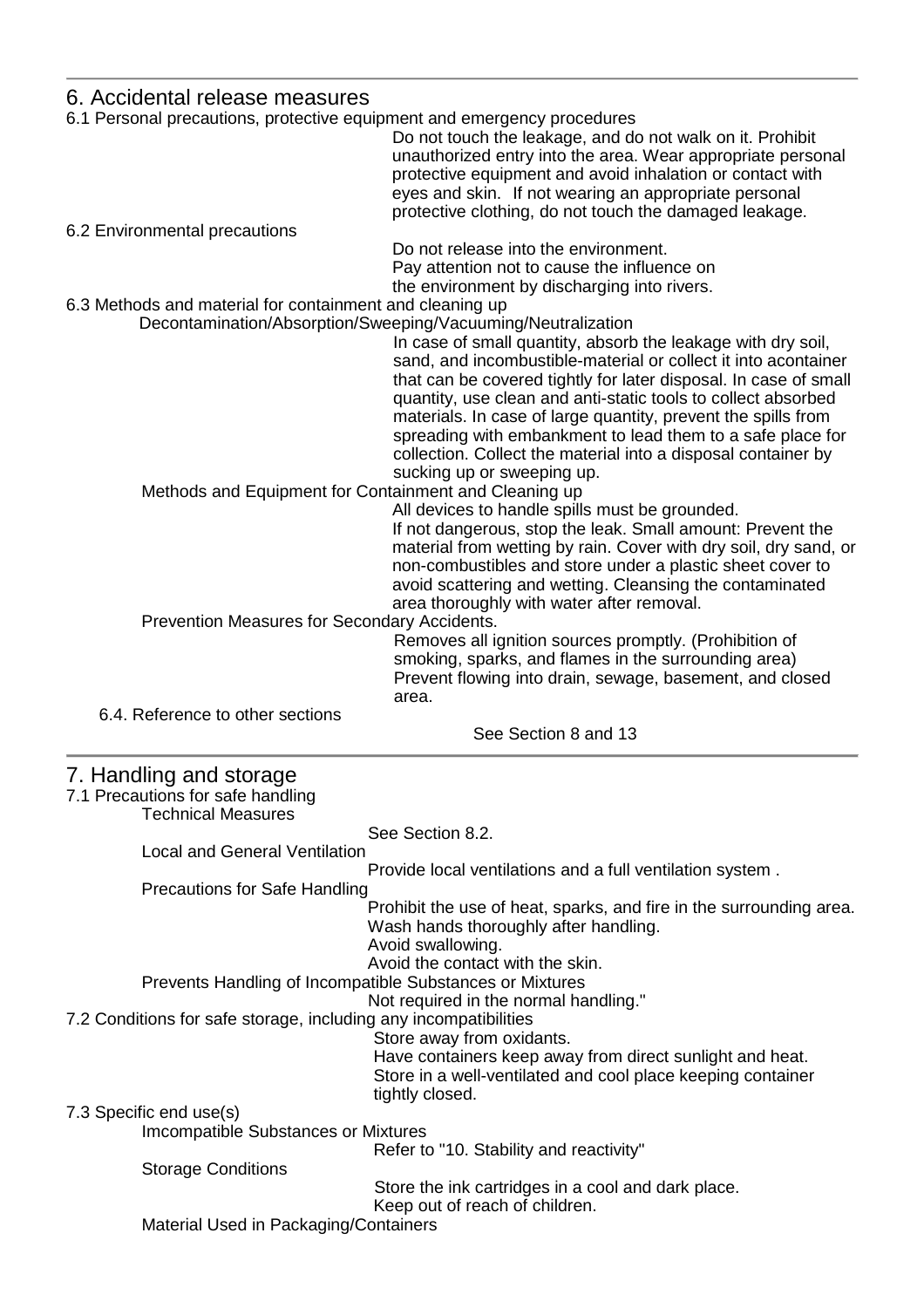## 6. Accidental release measures

### 6.1 Personal precautions, protective equipment and emergency procedures

Do not touch the leakage, and do not walk on it. Prohibit unauthorized entry into the area. Wear appropriate personal protective equipment and avoid inhalation or contact with eyes and skin. If not wearing an appropriate personal protective clothing, do not touch the damaged leakage.

### 6.2 Environmental precautions

Do not release into the environment.
Pay attention not to cause the influence on the environment by discharging into rivers.

### 6.3 Methods and material for containment and cleaning up

**Decontamination/Absorption/Sweeping/Vacuuming/Neutralization**

In case of small quantity, absorb the leakage with dry soil, sand, and incombustible-material or collect it into acontainer that can be covered tightly for later disposal. In case of small quantity, use clean and anti-static tools to collect absorbed materials. In case of large quantity, prevent the spills from spreading with embankment to lead them to a safe place for collection. Collect the material into a disposal container by sucking up or sweeping up.

**Methods and Equipment for Containment and Cleaning up**

All devices to handle spills must be grounded.
If not dangerous, stop the leak. Small amount: Prevent the material from wetting by rain. Cover with dry soil, dry sand, or non-combustibles and store under a plastic sheet cover to avoid scattering and wetting. Cleansing the contaminated area thoroughly with water after removal.

**Prevention Measures for Secondary Accidents.**

Removes all ignition sources promptly. (Prohibition of smoking, sparks, and flames in the surrounding area)
Prevent flowing into drain, sewage, basement, and closed area.

### 6.4. Reference to other sections

See Section 8 and 13

## 7. Handling and storage

### 7.1 Precautions for safe handling

**Technical Measures**

See Section 8.2.

**Local and General Ventilation**

Provide local ventilations and a full ventilation system .

**Precautions for Safe Handling**

Prohibit the use of heat, sparks, and fire in the surrounding area.
Wash hands thoroughly after handling.
Avoid swallowing.
Avoid the contact with the skin.

**Prevents Handling of Incompatible Substances or Mixtures**

Not required in the normal handling."

### 7.2 Conditions for safe storage, including any incompatibilities

Store away from oxidants.
Have containers keep away from direct sunlight and heat.
Store in a well-ventilated and cool place keeping container tightly closed.

### 7.3 Specific end use(s)

**Imcompatible Substances or Mixtures**

Refer to "10. Stability and reactivity"

**Storage Conditions**

Store the ink cartridges in a cool and dark place.
Keep out of reach of children.

**Material Used in Packaging/Containers**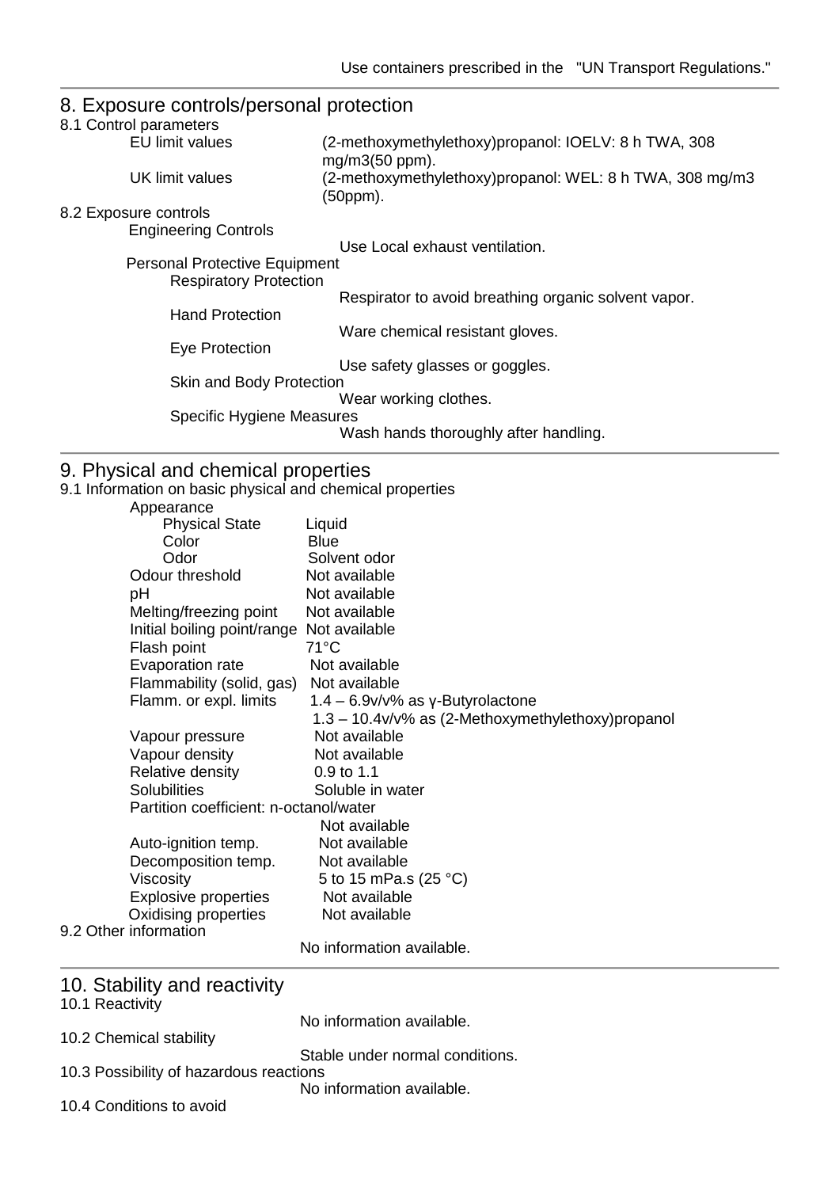Use containers prescribed in the "UN Transport Regulations."

## 8. Exposure controls/personal protection

### 8.1 Control parameters

| | |
|---|---|
| EU limit values | (2-methoxymethylethoxy)propanol: IOELV: 8 h TWA, 308 mg/m3(50 ppm). |
| UK limit values | (2-methoxymethylethoxy)propanol: WEL: 8 h TWA, 308 mg/m3 (50ppm). |

### 8.2 Exposure controls

**Engineering Controls**

Use Local exhaust ventilation.

**Personal Protective Equipment**

Respiratory Protection

Respirator to avoid breathing organic solvent vapor.

Hand Protection

Ware chemical resistant gloves.

Eye Protection

Use safety glasses or goggles.

Skin and Body Protection

Wear working clothes.

Specific Hygiene Measures

Wash hands thoroughly after handling.

## 9. Physical and chemical properties

### 9.1 Information on basic physical and chemical properties

| | |
|---|---|
| Appearance | |
| Physical State | Liquid |
| Color | Blue |
| Odor | Solvent odor |
| Odour threshold | Not available |
| pH | Not available |
| Melting/freezing point | Not available |
| Initial boiling point/range | Not available |
| Flash point | 71°C |
| Evaporation rate | Not available |
| Flammability (solid, gas) | Not available |
| Flamm. or expl. limits | 1.4 – 6.9v/v% as γ-Butyrolactone<br>1.3 – 10.4v/v% as (2-Methoxymethylethoxy)propanol |
| Vapour pressure | Not available |
| Vapour density | Not available |
| Relative density | 0.9 to 1.1 |
| Solubilities | Soluble in water |
| Partition coefficient: n-octanol/water | Not available |
| Auto-ignition temp. | Not available |
| Decomposition temp. | Not available |
| Viscosity | 5 to 15 mPa.s (25 °C) |
| Explosive properties | Not available |
| Oxidising properties | Not available |

### 9.2 Other information

No information available.

## 10. Stability and reactivity

### 10.1 Reactivity

No information available.

### 10.2 Chemical stability

Stable under normal conditions.

### 10.3 Possibility of hazardous reactions

No information available.

### 10.4 Conditions to avoid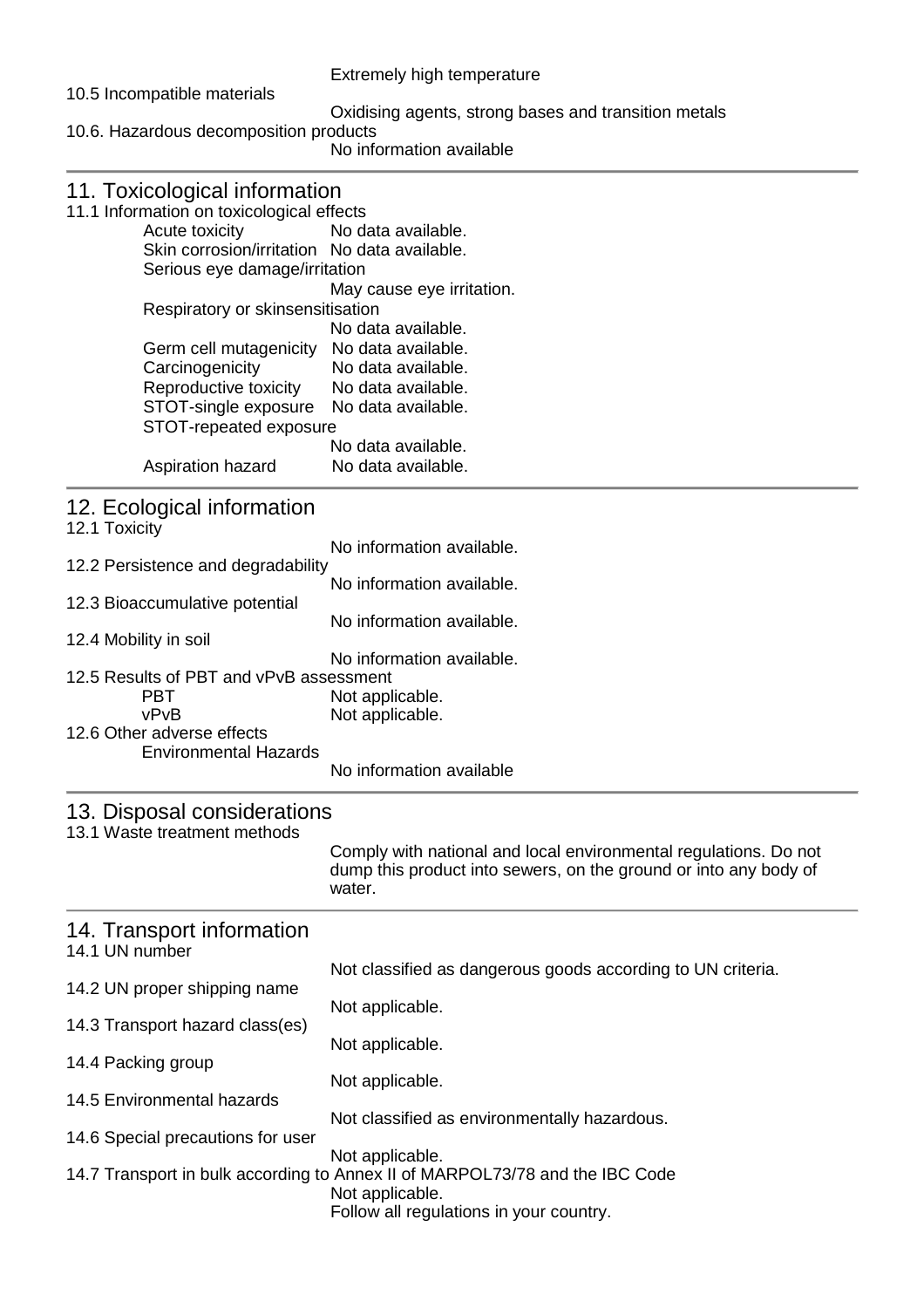Extremely high temperature

10.5 Incompatible materials

Oxidising agents, strong bases and transition metals

10.6. Hazardous decomposition products

No information available

## 11. Toxicological information

11.1 Information on toxicological effects

- Acute toxicity: No data available.
- Skin corrosion/irritation: No data available.
- Serious eye damage/irritation: May cause eye irritation.
- Respiratory or skinsensitisation: No data available.
- Germ cell mutagenicity: No data available.
- Carcinogenicity: No data available.
- Reproductive toxicity: No data available.
- STOT-single exposure: No data available.
- STOT-repeated exposure: No data available.
- Aspiration hazard: No data available.

## 12. Ecological information

12.1 Toxicity

No information available.

12.2 Persistence and degradability

No information available.

12.3 Bioaccumulative potential

No information available.

12.4 Mobility in soil

No information available.

12.5 Results of PBT and vPvB assessment

- PBT: Not applicable.
- vPvB: Not applicable.

12.6 Other adverse effects

Environmental Hazards

No information available

## 13. Disposal considerations

13.1 Waste treatment methods

Comply with national and local environmental regulations. Do not dump this product into sewers, on the ground or into any body of water.

## 14. Transport information

14.1 UN number

Not classified as dangerous goods according to UN criteria.

14.2 UN proper shipping name

Not applicable.

14.3 Transport hazard class(es)

Not applicable.

14.4 Packing group

Not applicable.

14.5 Environmental hazards

Not classified as environmentally hazardous.

14.6 Special precautions for user

Not applicable.

14.7 Transport in bulk according to Annex II of MARPOL73/78 and the IBC Code

Not applicable.

Follow all regulations in your country.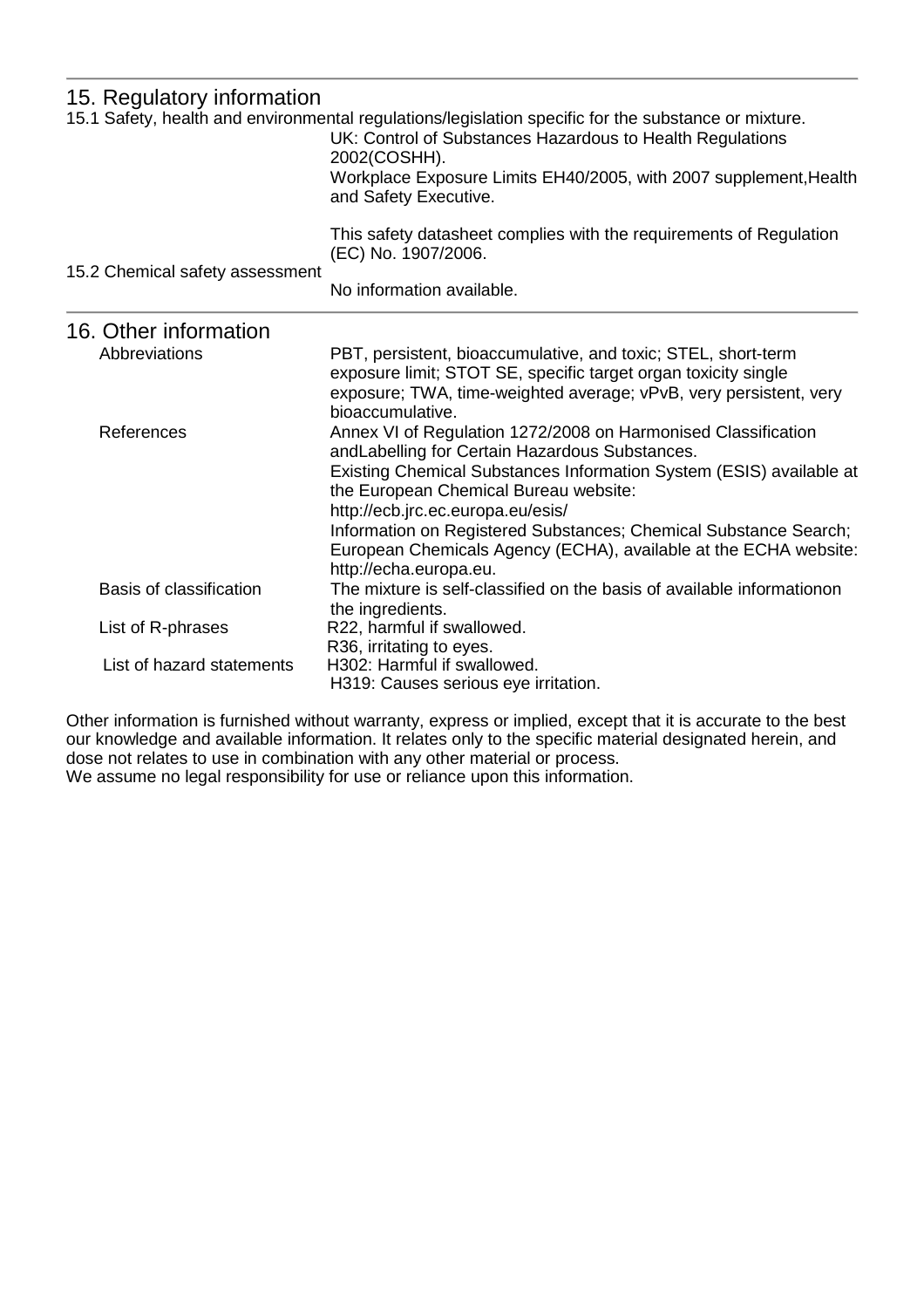## 15. Regulatory information

15.1 Safety, health and environmental regulations/legislation specific for the substance or mixture.

UK: Control of Substances Hazardous to Health Regulations 2002(COSHH).

Workplace Exposure Limits EH40/2005, with 2007 supplement,Health and Safety Executive.

This safety datasheet complies with the requirements of Regulation (EC) No. 1907/2006.

15.2 Chemical safety assessment

No information available.

## 16. Other information

| | |
|---|---|
| Abbreviations | PBT, persistent, bioaccumulative, and toxic; STEL, short-term exposure limit; STOT SE, specific target organ toxicity single exposure; TWA, time-weighted average; vPvB, very persistent, very bioaccumulative. |
| References | Annex VI of Regulation 1272/2008 on Harmonised Classification andLabelling for Certain Hazardous Substances.<br>Existing Chemical Substances Information System (ESIS) available at the European Chemical Bureau website: http://ecb.jrc.ec.europa.eu/esis/<br>Information on Registered Substances; Chemical Substance Search; European Chemicals Agency (ECHA), available at the ECHA website: http://echa.europa.eu. |
| Basis of classification | The mixture is self-classified on the basis of available informationon the ingredients. |
| List of R-phrases | R22, harmful if swallowed.<br>R36, irritating to eyes. |
| List of hazard statements | H302: Harmful if swallowed.<br>H319: Causes serious eye irritation. |

Other information is furnished without warranty, express or implied, except that it is accurate to the best our knowledge and available information. It relates only to the specific material designated herein, and dose not relates to use in combination with any other material or process.
We assume no legal responsibility for use or reliance upon this information.